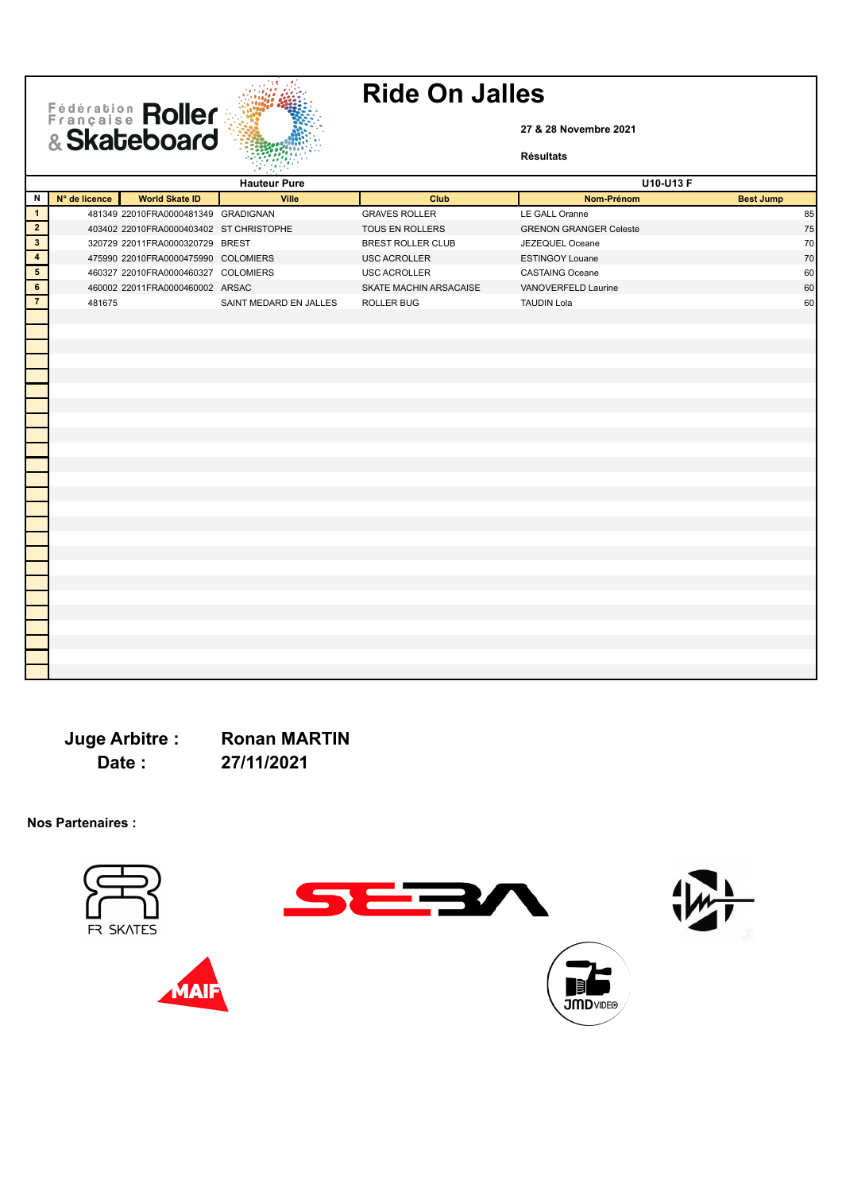Fédération Française Roller & Skateboard

# Ride On Jalles

**27 & 28 Novembre 2021**

**Résultats**

| **Hauteur Pure** | | | | | | **U10-U13 F** |
|---|---|---|---|---|---|---|
| **N** | **N° de licence** | **World Skate ID** | **Ville** | **Club** | **Nom-Prénom** | **Best Jump** |
| 1 | 481349 | 22010FRA0000481349 | GRADIGNAN | GRAVES ROLLER | LE GALL Oranne | 85 |
| 2 | 403402 | 22010FRA0000403402 | ST CHRISTOPHE | TOUS EN ROLLERS | GRENON GRANGER Celeste | 75 |
| 3 | 320729 | 22011FRA0000320729 | BREST | BREST ROLLER CLUB | JEZEQUEL Oceane | 70 |
| 4 | 475990 | 22010FRA0000475990 | COLOMIERS | USC ACROLLER | ESTINGOY Louane | 70 |
| 5 | 460327 | 22010FRA0000460327 | COLOMIERS | USC ACROLLER | CASTAING Oceane | 60 |
| 6 | 460002 | 22011FRA0000460002 | ARSAC | SKATE MACHIN ARSACAISE | VANOVERFELD Laurine | 60 |
| 7 | 481675 | | SAINT MEDARD EN JALLES | ROLLER BUG | TAUDIN Lola | 60 |

**Juge Arbitre :** **Ronan MARTIN**

**Date :** **27/11/2021**

**Nos Partenaires :**

FR SKATES

SEBA

MAIF

JMD VIDEO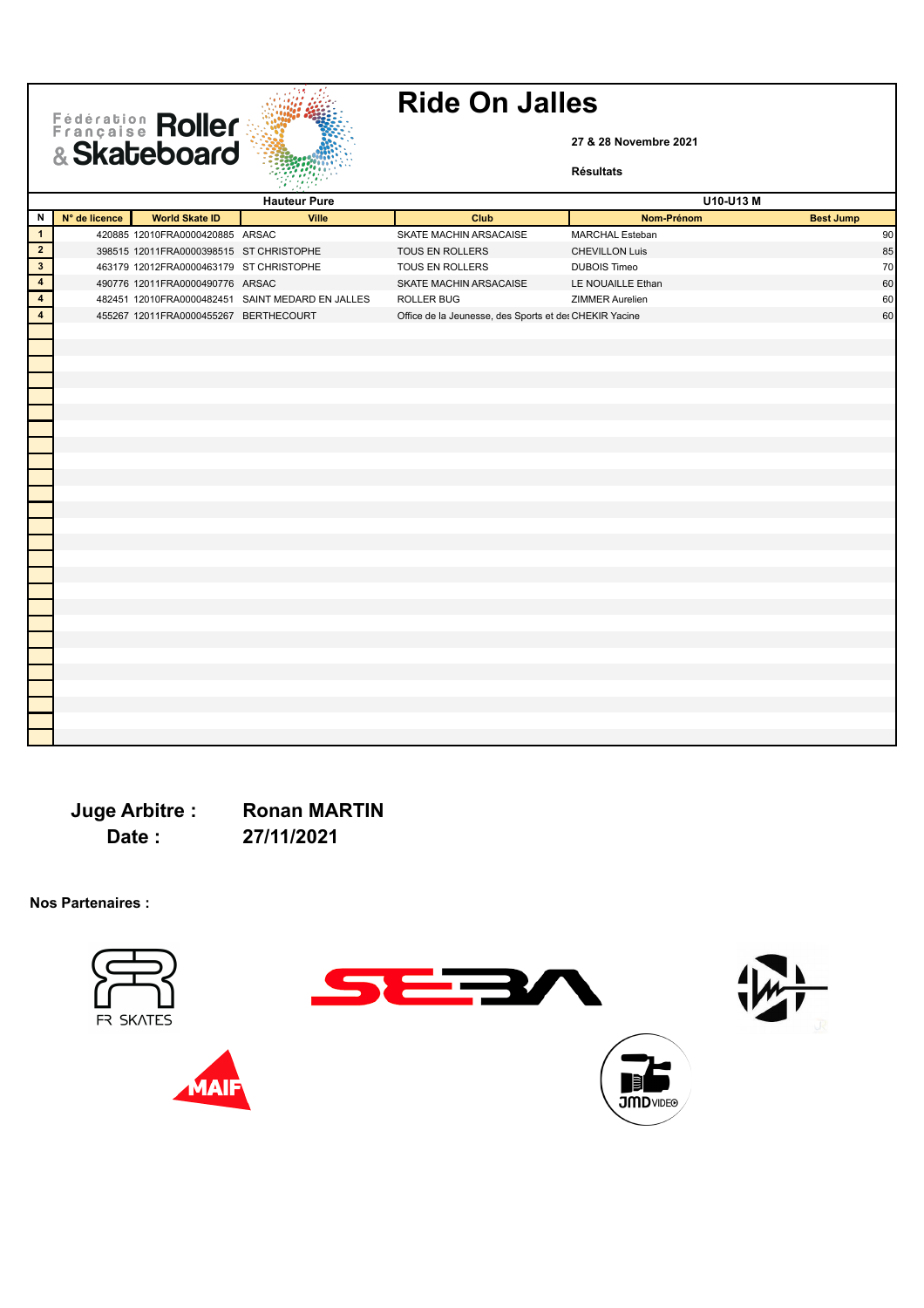Fédération Française Roller & Skateboard

# Ride On Jalles

**27 & 28 Novembre 2021**

**Résultats**

**Hauteur Pure** — **U10-U13 M**

| N | N° de licence | World Skate ID | Ville | Club | Nom-Prénom | Best Jump |
|---|---|---|---|---|---|---|
| 1 | 420885 | 12010FRA0000420885 | ARSAC | SKATE MACHIN ARSACAISE | MARCHAL Esteban | 90 |
| 2 | 398515 | 12011FRA0000398515 | ST CHRISTOPHE | TOUS EN ROLLERS | CHEVILLON Luis | 85 |
| 3 | 463179 | 12012FRA0000463179 | ST CHRISTOPHE | TOUS EN ROLLERS | DUBOIS Timeo | 70 |
| 4 | 490776 | 12011FRA0000490776 | ARSAC | SKATE MACHIN ARSACAISE | LE NOUAILLE Ethan | 60 |
| 4 | 482451 | 12010FRA0000482451 | SAINT MEDARD EN JALLES | ROLLER BUG | ZIMMER Aurelien | 60 |
| 4 | 455267 | 12011FRA0000455267 | BERTHECOURT | Office de la Jeunesse, des Sports et des | CHEKIR Yacine | 60 |

**Juge Arbitre :** **Ronan MARTIN**

**Date :** **27/11/2021**

**Nos Partenaires :**

FR SKATES

SEBA

MAIF

JMD VIDEO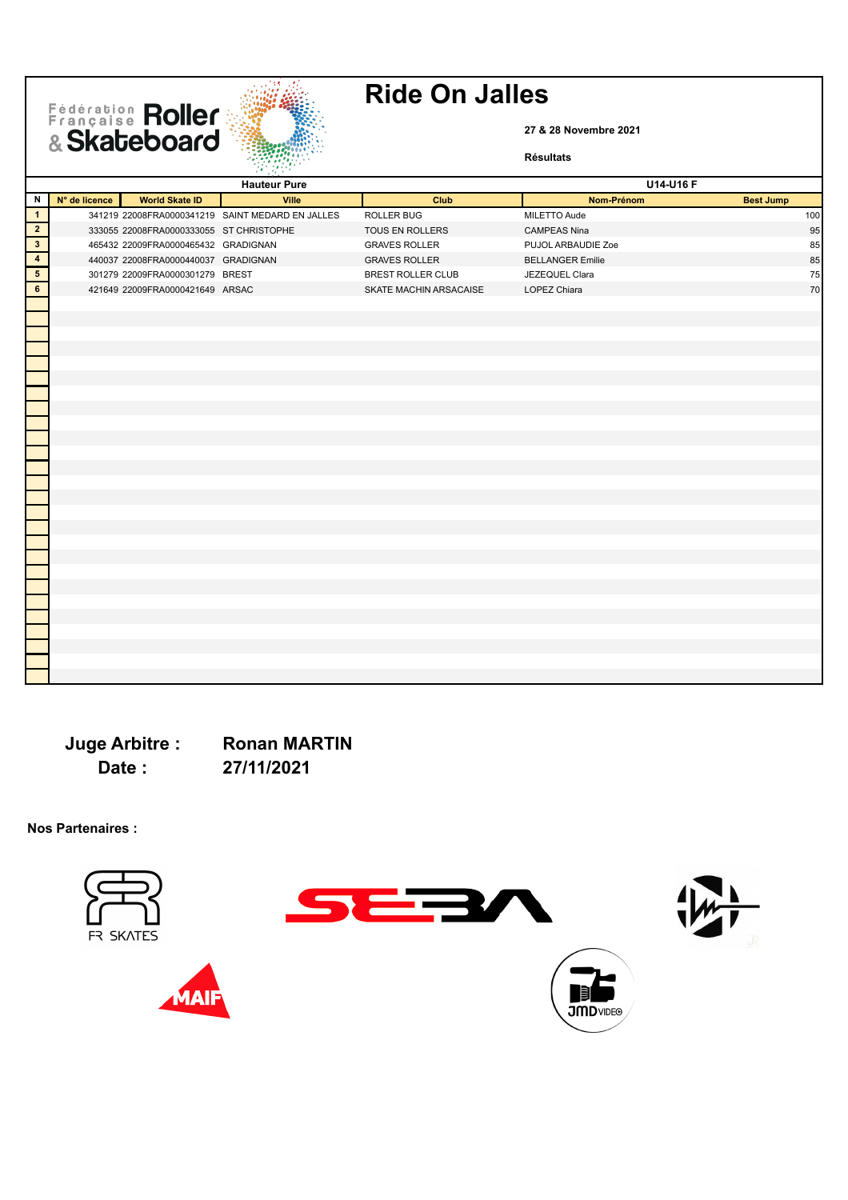Fédération Française Roller & Skateboard

# Ride On Jalles

**27 & 28 Novembre 2021**

**Résultats**

| Hauteur Pure | | | | | U14-U16 F | |
|---|---|---|---|---|---|---|
| **N** | **N° de licence** | **World Skate ID** | **Ville** | **Club** | **Nom-Prénom** | **Best Jump** |
| 1 | 341219 | 22008FRA0000341219 | SAINT MEDARD EN JALLES | ROLLER BUG | MILETTO Aude | 100 |
| 2 | 333055 | 22008FRA0000333055 | ST CHRISTOPHE | TOUS EN ROLLERS | CAMPEAS Nina | 95 |
| 3 | 465432 | 22009FRA0000465432 | GRADIGNAN | GRAVES ROLLER | PUJOL ARBAUDIE Zoe | 85 |
| 4 | 440037 | 22008FRA0000440037 | GRADIGNAN | GRAVES ROLLER | BELLANGER Emilie | 85 |
| 5 | 301279 | 22009FRA0000301279 | BREST | BREST ROLLER CLUB | JEZEQUEL Clara | 75 |
| 6 | 421649 | 22009FRA0000421649 | ARSAC | SKATE MACHIN ARSACAISE | LOPEZ Chiara | 70 |

**Juge Arbitre :** **Ronan MARTIN**

**Date :** **27/11/2021**

**Nos Partenaires :**

FR SKATES

MAIF

JMD VIDEO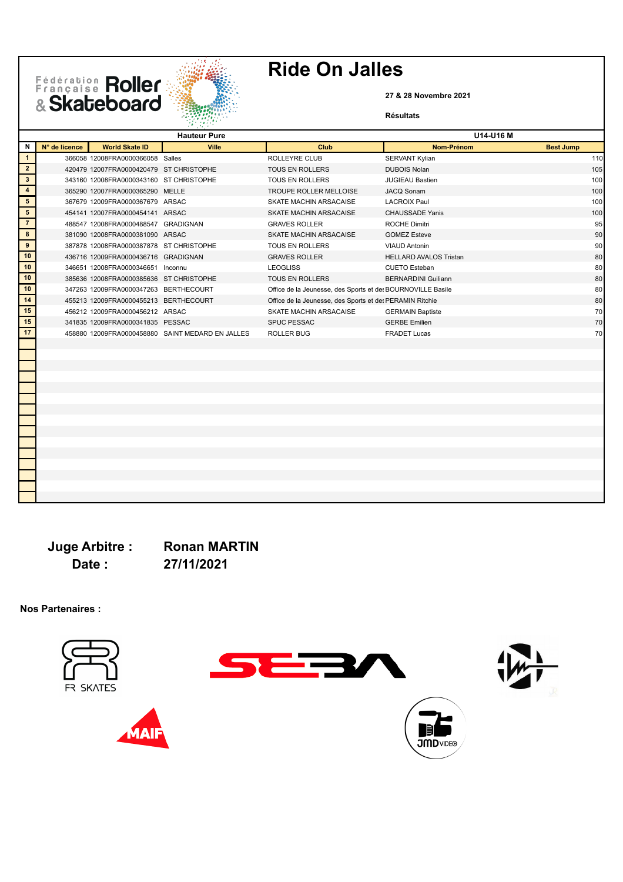# Ride On Jalles

**27 & 28 Novembre 2021**

**Résultats**

| | | | Hauteur Pure | | | U14-U16 M |
|---|---|---|---|---|---|---|
| **N** | **N° de licence** | **World Skate ID** | **Ville** | **Club** | **Nom-Prénom** | **Best Jump** |
| 1 | 366058 | 12008FRA0000366058 | Salles | ROLLEYRE CLUB | SERVANT Kylian | 110 |
| 2 | 420479 | 12007FRA0000420479 | ST CHRISTOPHE | TOUS EN ROLLERS | DUBOIS Nolan | 105 |
| 3 | 343160 | 12008FRA0000343160 | ST CHRISTOPHE | TOUS EN ROLLERS | JUGIEAU Bastien | 100 |
| 4 | 365290 | 12007FRA0000365290 | MELLE | TROUPE ROLLER MELLOISE | JACQ Sonam | 100 |
| 5 | 367679 | 12009FRA0000367679 | ARSAC | SKATE MACHIN ARSACAISE | LACROIX Paul | 100 |
| 5 | 454141 | 12007FRA0000454141 | ARSAC | SKATE MACHIN ARSACAISE | CHAUSSADE Yanis | 100 |
| 7 | 488547 | 12008FRA0000488547 | GRADIGNAN | GRAVES ROLLER | ROCHE Dimitri | 95 |
| 8 | 381090 | 12008FRA0000381090 | ARSAC | SKATE MACHIN ARSACAISE | GOMEZ Esteve | 90 |
| 9 | 387878 | 12008FRA0000387878 | ST CHRISTOPHE | TOUS EN ROLLERS | VIAUD Antonin | 90 |
| 10 | 436716 | 12009FRA0000436716 | GRADIGNAN | GRAVES ROLLER | HELLARD AVALOS Tristan | 80 |
| 10 | 346651 | 12008FRA0000346651 | Inconnu | LEOGLISS | CUETO Esteban | 80 |
| 10 | 385636 | 12008FRA0000385636 | ST CHRISTOPHE | TOUS EN ROLLERS | BERNARDINI Guiliann | 80 |
| 10 | 347263 | 12009FRA0000347263 | BERTHECOURT | Office de la Jeunesse, des Sports et des | BOURNOVILLE Basile | 80 |
| 14 | 455213 | 12009FRA0000455213 | BERTHECOURT | Office de la Jeunesse, des Sports et des | PERAMIN Ritchie | 80 |
| 15 | 456212 | 12009FRA0000456212 | ARSAC | SKATE MACHIN ARSACAISE | GERMAIN Baptiste | 70 |
| 15 | 341835 | 12009FRA0000341835 | PESSAC | SPUC PESSAC | GERBE Emilien | 70 |
| 17 | 458880 | 12009FRA0000458880 | SAINT MEDARD EN JALLES | ROLLER BUG | FRADET Lucas | 70 |

**Juge Arbitre :** **Ronan MARTIN**

**Date :** **27/11/2021**

**Nos Partenaires :**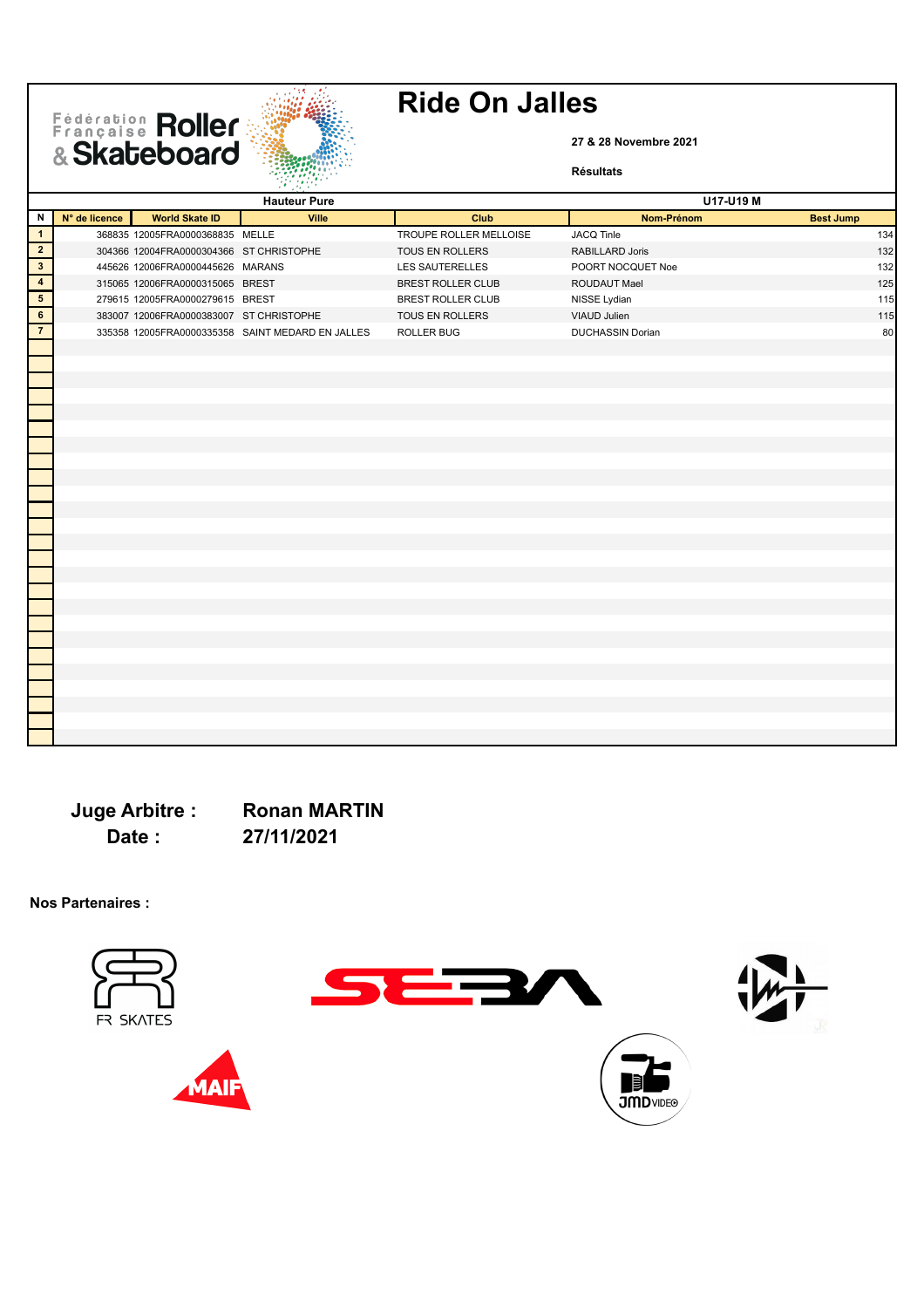# Ride On Jalles

**27 & 28 Novembre 2021**

**Résultats**

| Hauteur Pure | | | | | U17-U19 M | |
|---|---|---|---|---|---|---|
| **N** | **N° de licence** | **World Skate ID** | **Ville** | **Club** | **Nom-Prénom** | **Best Jump** |
| 1 | 368835 | 12005FRA0000368835 | MELLE | TROUPE ROLLER MELLOISE | JACQ Tinle | 134 |
| 2 | 304366 | 12004FRA0000304366 | ST CHRISTOPHE | TOUS EN ROLLERS | RABILLARD Joris | 132 |
| 3 | 445626 | 12006FRA0000445626 | MARANS | LES SAUTERELLES | POORT NOCQUET Noe | 132 |
| 4 | 315065 | 12006FRA0000315065 | BREST | BREST ROLLER CLUB | ROUDAUT Mael | 125 |
| 5 | 279615 | 12005FRA0000279615 | BREST | BREST ROLLER CLUB | NISSE Lydian | 115 |
| 6 | 383007 | 12006FRA0000383007 | ST CHRISTOPHE | TOUS EN ROLLERS | VIAUD Julien | 115 |
| 7 | 335358 | 12005FRA0000335358 | SAINT MEDARD EN JALLES | ROLLER BUG | DUCHASSIN Dorian | 80 |

**Juge Arbitre :** **Ronan MARTIN**

**Date :** **27/11/2021**

**Nos Partenaires :**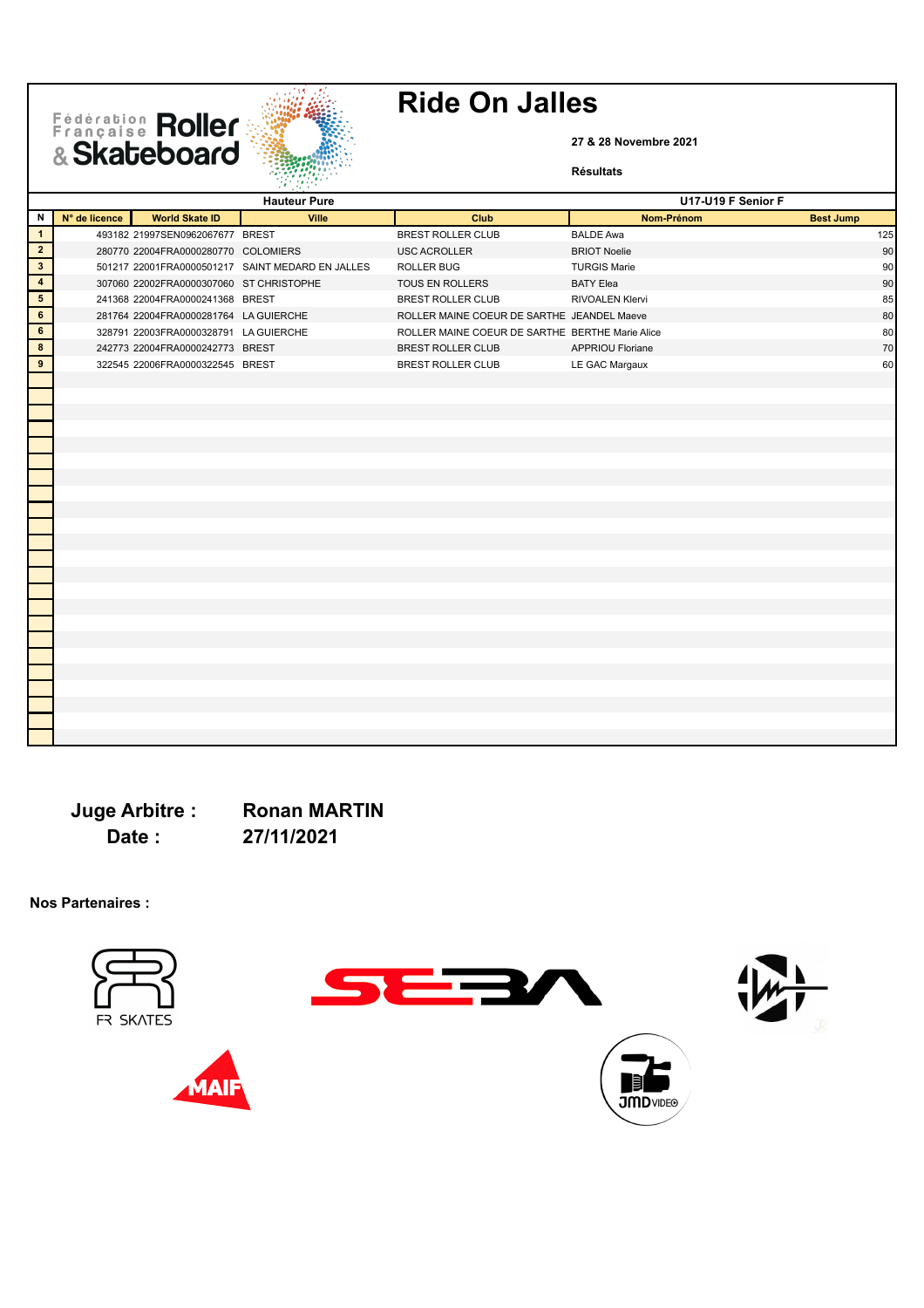Fédération Française Roller & Skateboard

# Ride On Jalles

**27 & 28 Novembre 2021**

**Résultats**

| | | | | | | |
|---|---|---|---|---|---|---|
| | | **Hauteur Pure** | | | **U17-U19 F Senior F** | |
| **N** | **N° de licence** | **World Skate ID** | **Ville** | **Club** | **Nom-Prénom** | **Best Jump** |
| 1 | 493182 | 21997SEN0962067677 | BREST | BREST ROLLER CLUB | BALDE Awa | 125 |
| 2 | 280770 | 22004FRA0000280770 | COLOMIERS | USC ACROLLER | BRIOT Noelie | 90 |
| 3 | 501217 | 22001FRA0000501217 | SAINT MEDARD EN JALLES | ROLLER BUG | TURGIS Marie | 90 |
| 4 | 307060 | 22002FRA0000307060 | ST CHRISTOPHE | TOUS EN ROLLERS | BATY Elea | 90 |
| 5 | 241368 | 22004FRA0000241368 | BREST | BREST ROLLER CLUB | RIVOALEN Klervi | 85 |
| 6 | 281764 | 22004FRA0000281764 | LA GUIERCHE | ROLLER MAINE COEUR DE SARTHE | JEANDEL Maeve | 80 |
| 6 | 328791 | 22003FRA0000328791 | LA GUIERCHE | ROLLER MAINE COEUR DE SARTHE | BERTHE Marie Alice | 80 |
| 8 | 242773 | 22004FRA0000242773 | BREST | BREST ROLLER CLUB | APPRIOU Floriane | 70 |
| 9 | 322545 | 22006FRA0000322545 | BREST | BREST ROLLER CLUB | LE GAC Margaux | 60 |

**Juge Arbitre :** **Ronan MARTIN**

**Date :** **27/11/2021**

**Nos Partenaires :**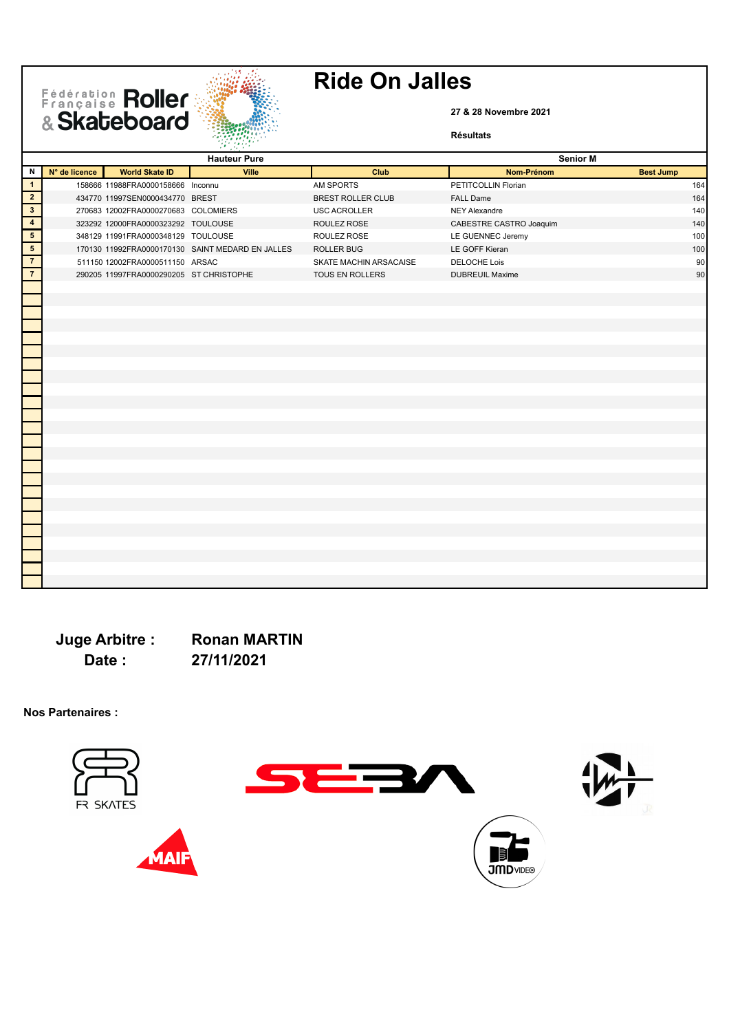Fédération Française Roller & Skateboard

# Ride On Jalles

**27 & 28 Novembre 2021**

**Résultats**

| Hauteur Pure | | | | | | Senior M |
|---|---|---|---|---|---|---|
| **N** | **N° de licence** | **World Skate ID** | **Ville** | **Club** | **Nom-Prénom** | **Best Jump** |
| 1 | 158666 | 11988FRA0000158666 | Inconnu | AM SPORTS | PETITCOLLIN Florian | 164 |
| 2 | 434770 | 11997SEN0000434770 | BREST | BREST ROLLER CLUB | FALL Dame | 164 |
| 3 | 270683 | 12002FRA0000270683 | COLOMIERS | USC ACROLLER | NEY Alexandre | 140 |
| 4 | 323292 | 12000FRA0000323292 | TOULOUSE | ROULEZ ROSE | CABESTRE CASTRO Joaquim | 140 |
| 5 | 348129 | 11991FRA0000348129 | TOULOUSE | ROULEZ ROSE | LE GUENNEC Jeremy | 100 |
| 5 | 170130 | 11992FRA0000170130 | SAINT MEDARD EN JALLES | ROLLER BUG | LE GOFF Kieran | 100 |
| 7 | 511150 | 12002FRA0000511150 | ARSAC | SKATE MACHIN ARSACAISE | DELOCHE Lois | 90 |
| 7 | 290205 | 11997FRA0000290205 | ST CHRISTOPHE | TOUS EN ROLLERS | DUBREUIL Maxime | 90 |

**Juge Arbitre :** **Ronan MARTIN**

**Date :** **27/11/2021**

**Nos Partenaires :**

FR SKATES

SEBA

MAIF

JMD VIDEO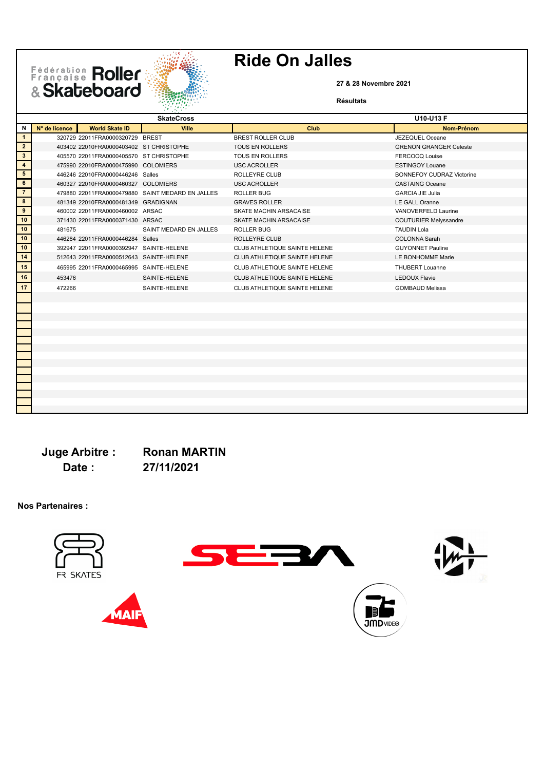# Ride On Jalles

**27 & 28 Novembre 2021**

**Résultats**

| SkateCross | | | | | U10-U13 F |
|---|---|---|---|---|---|
| **N** | **N° de licence** | **World Skate ID** | **Ville** | **Club** | **Nom-Prénom** |
| 1 | 320729 | 22011FRA0000320729 | BREST | BREST ROLLER CLUB | JEZEQUEL Oceane |
| 2 | 403402 | 22010FRA0000403402 | ST CHRISTOPHE | TOUS EN ROLLERS | GRENON GRANGER Celeste |
| 3 | 405570 | 22011FRA0000405570 | ST CHRISTOPHE | TOUS EN ROLLERS | FERCOCQ Louise |
| 4 | 475990 | 22010FRA0000475990 | COLOMIERS | USC ACROLLER | ESTINGOY Louane |
| 5 | 446246 | 22010FRA0000446246 | Salles | ROLLEYRE CLUB | BONNEFOY CUDRAZ Victorine |
| 6 | 460327 | 22010FRA0000460327 | COLOMIERS | USC ACROLLER | CASTAING Oceane |
| 7 | 479880 | 22011FRA0000479880 | SAINT MEDARD EN JALLES | ROLLER BUG | GARCIA JIE Julia |
| 8 | 481349 | 22010FRA0000481349 | GRADIGNAN | GRAVES ROLLER | LE GALL Oranne |
| 9 | 460002 | 22011FRA0000460002 | ARSAC | SKATE MACHIN ARSACAISE | VANOVERFELD Laurine |
| 10 | 371430 | 22011FRA0000371430 | ARSAC | SKATE MACHIN ARSACAISE | COUTURIER Melyssandre |
| 10 | 481675 | | SAINT MEDARD EN JALLES | ROLLER BUG | TAUDIN Lola |
| 10 | 446284 | 22011FRA0000446284 | Salles | ROLLEYRE CLUB | COLONNA Sarah |
| 10 | 392947 | 22011FRA0000392947 | SAINTE-HELENE | CLUB ATHLETIQUE SAINTE HELENE | GUYONNET Pauline |
| 14 | 512643 | 22011FRA0000512643 | SAINTE-HELENE | CLUB ATHLETIQUE SAINTE HELENE | LE BONHOMME Marie |
| 15 | 465995 | 22011FRA0000465995 | SAINTE-HELENE | CLUB ATHLETIQUE SAINTE HELENE | THUBERT Louanne |
| 16 | 453476 | | SAINTE-HELENE | CLUB ATHLETIQUE SAINTE HELENE | LEDOUX Flavie |
| 17 | 472266 | | SAINTE-HELENE | CLUB ATHLETIQUE SAINTE HELENE | GOMBAUD Melissa |

**Juge Arbitre :** **Ronan MARTIN**

**Date :** **27/11/2021**

**Nos Partenaires :**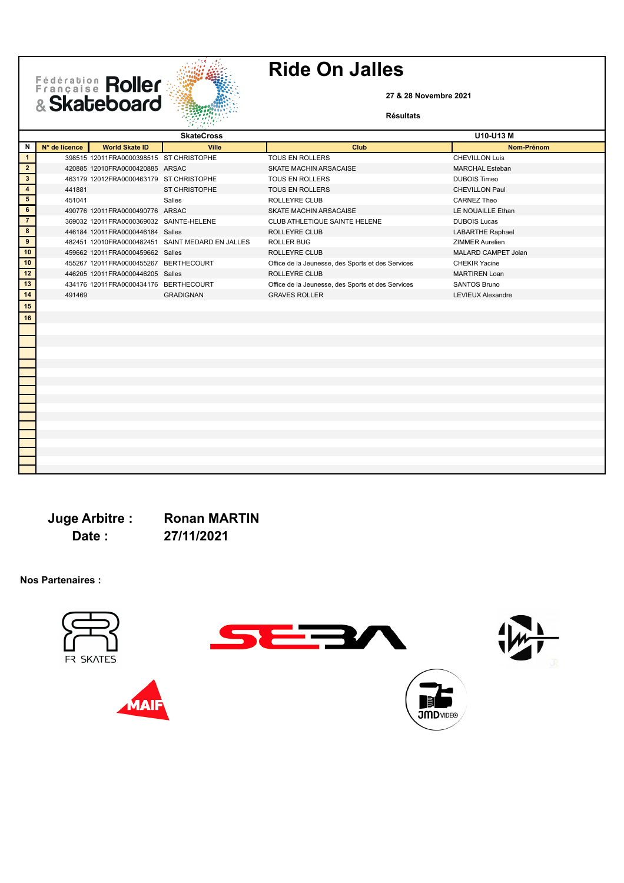Fédération Française Roller & Skateboard

# Ride On Jalles

**27 & 28 Novembre 2021**

**Résultats**

| SkateCross | | | | | U10-U13 M |
|---|---|---|---|---|---|
| **N** | **N° de licence** | **World Skate ID** | **Ville** | **Club** | **Nom-Prénom** |
| 1 | 398515 | 12011FRA0000398515 | ST CHRISTOPHE | TOUS EN ROLLERS | CHEVILLON Luis |
| 2 | 420885 | 12010FRA0000420885 | ARSAC | SKATE MACHIN ARSACAISE | MARCHAL Esteban |
| 3 | 463179 | 12012FRA0000463179 | ST CHRISTOPHE | TOUS EN ROLLERS | DUBOIS Timeo |
| 4 | 441881 | | ST CHRISTOPHE | TOUS EN ROLLERS | CHEVILLON Paul |
| 5 | 451041 | | Salles | ROLLEYRE CLUB | CARNEZ Theo |
| 6 | 490776 | 12011FRA0000490776 | ARSAC | SKATE MACHIN ARSACAISE | LE NOUAILLE Ethan |
| 7 | 369032 | 12011FRA0000369032 | SAINTE-HELENE | CLUB ATHLETIQUE SAINTE HELENE | DUBOIS Lucas |
| 8 | 446184 | 12011FRA0000446184 | Salles | ROLLEYRE CLUB | LABARTHE Raphael |
| 9 | 482451 | 12010FRA0000482451 | SAINT MEDARD EN JALLES | ROLLER BUG | ZIMMER Aurelien |
| 10 | 459662 | 12011FRA0000459662 | Salles | ROLLEYRE CLUB | MALARD CAMPET Jolan |
| 10 | 455267 | 12011FRA0000455267 | BERTHECOURT | Office de la Jeunesse, des Sports et des Services | CHEKIR Yacine |
| 12 | 446205 | 12011FRA0000446205 | Salles | ROLLEYRE CLUB | MARTIREN Loan |
| 13 | 434176 | 12011FRA0000434176 | BERTHECOURT | Office de la Jeunesse, des Sports et des Services | SANTOS Bruno |
| 14 | 491469 | | GRADIGNAN | GRAVES ROLLER | LEVIEUX Alexandre |
| 15 | | | | | |
| 16 | | | | | |

**Juge Arbitre :** **Ronan MARTIN**

**Date :** **27/11/2021**

**Nos Partenaires :**

FR SKATES

SEBA

MAIF

JMD VIDEO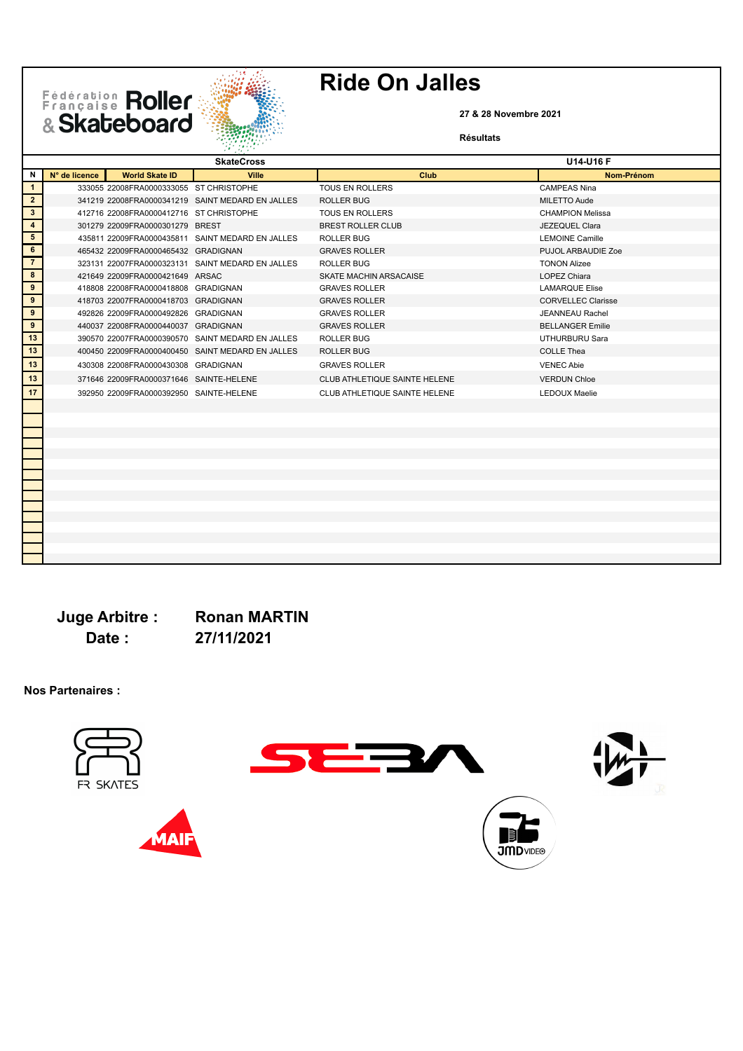Fédération Française Roller & Skateboard

# Ride On Jalles

**27 & 28 Novembre 2021**

**Résultats**

| | | SkateCross | | | U14-U16 F |
|---|---|---|---|---|---|
| **N** | **N° de licence** | **World Skate ID** | **Ville** | **Club** | **Nom-Prénom** |
| 1 | 333055 | 22008FRA0000333055 | ST CHRISTOPHE | TOUS EN ROLLERS | CAMPEAS Nina |
| 2 | 341219 | 22008FRA0000341219 | SAINT MEDARD EN JALLES | ROLLER BUG | MILETTO Aude |
| 3 | 412716 | 22008FRA0000412716 | ST CHRISTOPHE | TOUS EN ROLLERS | CHAMPION Melissa |
| 4 | 301279 | 22009FRA0000301279 | BREST | BREST ROLLER CLUB | JEZEQUEL Clara |
| 5 | 435811 | 22009FRA0000435811 | SAINT MEDARD EN JALLES | ROLLER BUG | LEMOINE Camille |
| 6 | 465432 | 22009FRA0000465432 | GRADIGNAN | GRAVES ROLLER | PUJOL ARBAUDIE Zoe |
| 7 | 323131 | 22007FRA0000323131 | SAINT MEDARD EN JALLES | ROLLER BUG | TONON Alizee |
| 8 | 421649 | 22009FRA0000421649 | ARSAC | SKATE MACHIN ARSACAISE | LOPEZ Chiara |
| 9 | 418808 | 22008FRA0000418808 | GRADIGNAN | GRAVES ROLLER | LAMARQUE Elise |
| 9 | 418703 | 22007FRA0000418703 | GRADIGNAN | GRAVES ROLLER | CORVELLEC Clarisse |
| 9 | 492826 | 22009FRA0000492826 | GRADIGNAN | GRAVES ROLLER | JEANNEAU Rachel |
| 9 | 440037 | 22008FRA0000440037 | GRADIGNAN | GRAVES ROLLER | BELLANGER Emilie |
| 13 | 390570 | 22007FRA0000390570 | SAINT MEDARD EN JALLES | ROLLER BUG | UTHURBURU Sara |
| 13 | 400450 | 22009FRA0000400450 | SAINT MEDARD EN JALLES | ROLLER BUG | COLLE Thea |
| 13 | 430308 | 22008FRA0000430308 | GRADIGNAN | GRAVES ROLLER | VENEC Abie |
| 13 | 371646 | 22009FRA0000371646 | SAINTE-HELENE | CLUB ATHLETIQUE SAINTE HELENE | VERDUN Chloe |
| 17 | 392950 | 22009FRA0000392950 | SAINTE-HELENE | CLUB ATHLETIQUE SAINTE HELENE | LEDOUX Maelie |

**Juge Arbitre :** **Ronan MARTIN**

**Date :** **27/11/2021**

**Nos Partenaires :**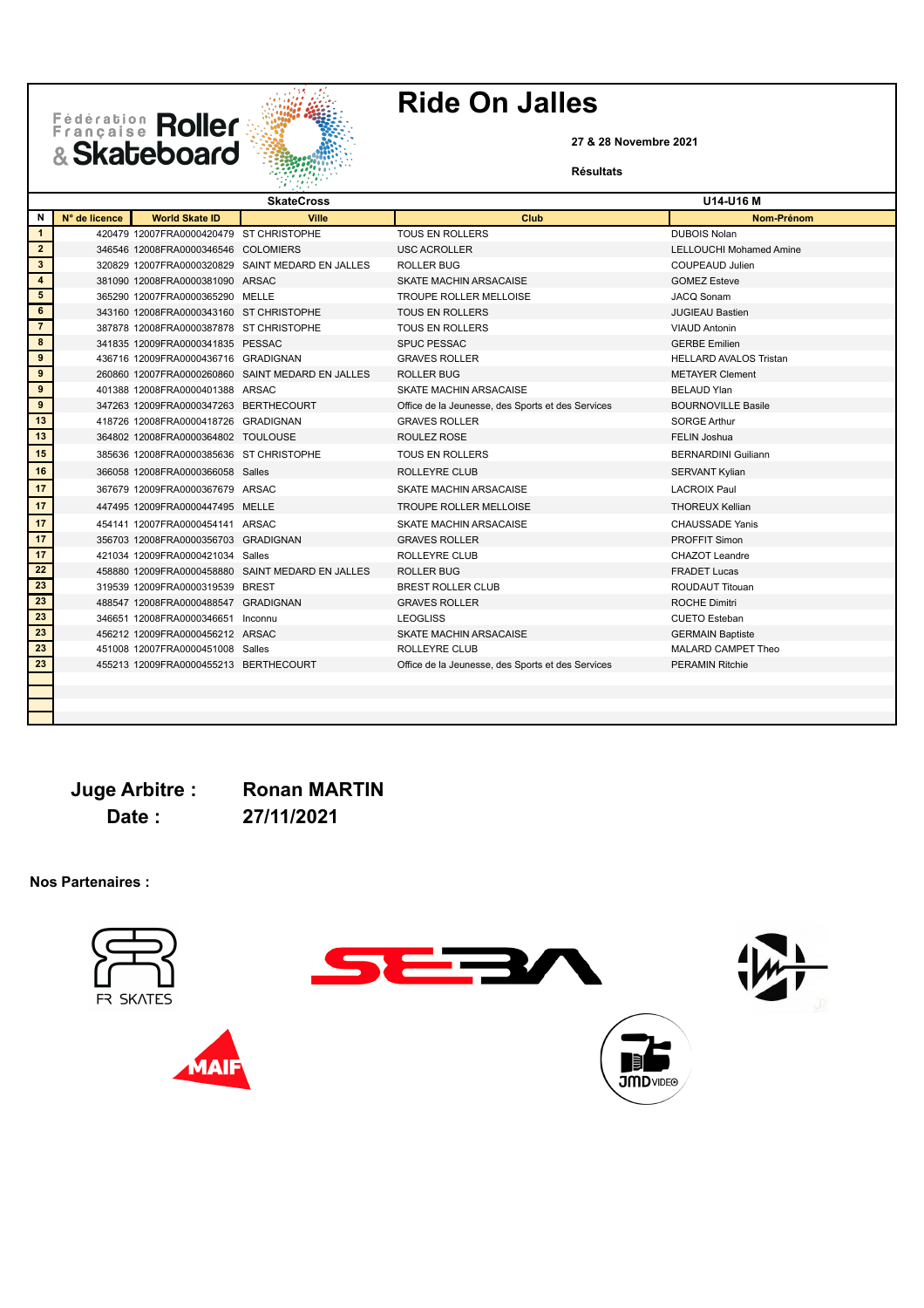Fédération Française Roller & Skateboard

# Ride On Jalles

**27 & 28 Novembre 2021**

**Résultats**

| | | | SkateCross | | U14-U16 M |
|---|---|---|---|---|---|
| **N** | **N° de licence** | **World Skate ID** | **Ville** | **Club** | **Nom-Prénom** |
| 1 | 420479 | 12007FRA0000420479 | ST CHRISTOPHE | TOUS EN ROLLERS | DUBOIS Nolan |
| 2 | 346546 | 12008FRA0000346546 | COLOMIERS | USC ACROLLER | LELLOUCHI Mohamed Amine |
| 3 | 320829 | 12008FRA0000320829 | SAINT MEDARD EN JALLES | ROLLER BUG | COUPEAUD Julien |
| 4 | 381090 | 12008FRA0000381090 | ARSAC | SKATE MACHIN ARSACAISE | GOMEZ Esteve |
| 5 | 365290 | 12007FRA0000365290 | MELLE | TROUPE ROLLER MELLOISE | JACQ Sonam |
| 6 | 343160 | 12008FRA0000343160 | ST CHRISTOPHE | TOUS EN ROLLERS | JUGIEAU Bastien |
| 7 | 387878 | 12008FRA0000387878 | ST CHRISTOPHE | TOUS EN ROLLERS | VIAUD Antonin |
| 8 | 341835 | 12009FRA0000341835 | PESSAC | SPUC PESSAC | GERBE Emilien |
| 9 | 436716 | 12009FRA0000436716 | GRADIGNAN | GRAVES ROLLER | HELLARD AVALOS Tristan |
| 9 | 260860 | 12007FRA0000260860 | SAINT MEDARD EN JALLES | ROLLER BUG | METAYER Clement |
| 9 | 401388 | 12008FRA0000401388 | ARSAC | SKATE MACHIN ARSACAISE | BELAUD Ylan |
| 9 | 347263 | 12009FRA0000347263 | BERTHECOURT | Office de la Jeunesse, des Sports et des Services | BOURNOVILLE Basile |
| 13 | 418726 | 12009FRA0000418726 | GRADIGNAN | GRAVES ROLLER | SORGE Arthur |
| 13 | 364802 | 12008FRA0000364802 | TOULOUSE | ROULEZ ROSE | FELIN Joshua |
| 15 | 385636 | 12008FRA0000385636 | ST CHRISTOPHE | TOUS EN ROLLERS | BERNARDINI Guiliann |
| 16 | 366058 | 12008FRA0000366058 | Salles | ROLLEYRE CLUB | SERVANT Kylian |
| 17 | 367679 | 12009FRA0000367679 | ARSAC | SKATE MACHIN ARSACAISE | LACROIX Paul |
| 17 | 447495 | 12009FRA0000447495 | MELLE | TROUPE ROLLER MELLOISE | THOREUX Kellian |
| 17 | 454141 | 12007FRA0000454141 | ARSAC | SKATE MACHIN ARSACAISE | CHAUSSADE Yanis |
| 17 | 356703 | 12008FRA0000356703 | GRADIGNAN | GRAVES ROLLER | PROFFIT Simon |
| 17 | 421034 | 12009FRA0000421034 | Salles | ROLLEYRE CLUB | CHAZOT Leandre |
| 22 | 458880 | 12009FRA0000458880 | SAINT MEDARD EN JALLES | ROLLER BUG | FRADET Lucas |
| 23 | 319539 | 12009FRA0000319539 | BREST | BREST ROLLER CLUB | ROUDAUT Titouan |
| 23 | 488547 | 12008FRA0000488547 | GRADIGNAN | GRAVES ROLLER | ROCHE Dimitri |
| 23 | 346651 | 12008FRA0000346651 | Inconnu | LEOGLISS | CUETO Esteban |
| 23 | 456212 | 12009FRA0000456212 | ARSAC | SKATE MACHIN ARSACAISE | GERMAIN Baptiste |
| 23 | 451008 | 12007FRA0000451008 | Salles | ROLLEYRE CLUB | MALARD CAMPET Theo |
| 23 | 455213 | 12009FRA0000455213 | BERTHECOURT | Office de la Jeunesse, des Sports et des Services | PERAMIN Ritchie |

**Juge Arbitre :** **Ronan MARTIN**

**Date :** **27/11/2021**

**Nos Partenaires :**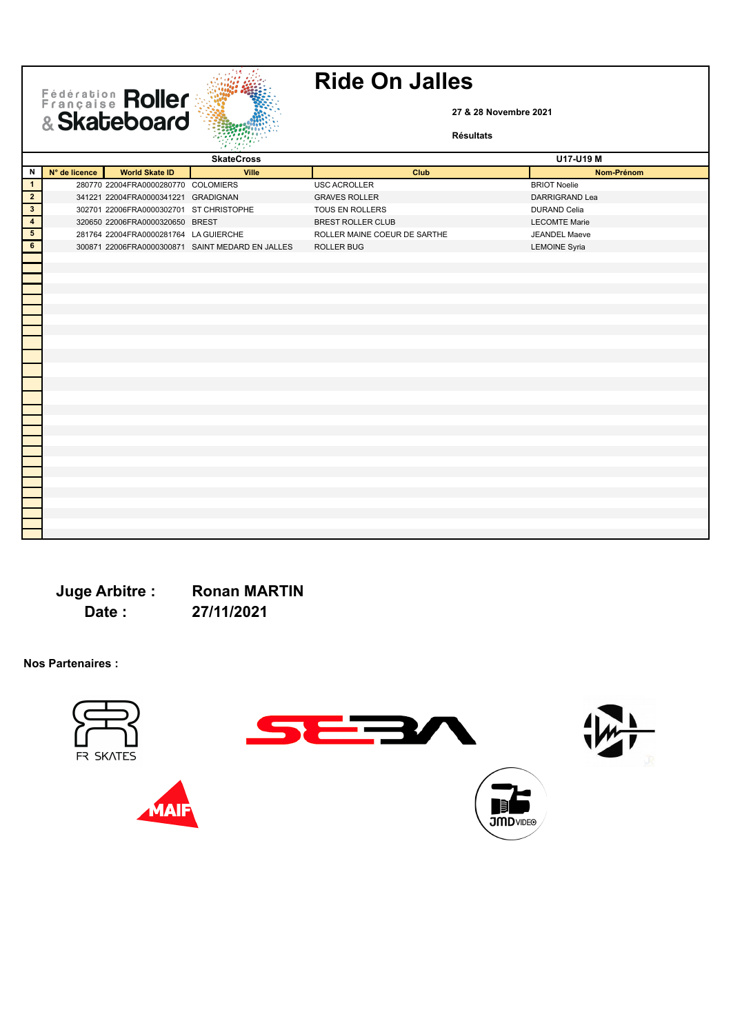Fédération Française Roller & Skateboard

# Ride On Jalles

**27 & 28 Novembre 2021**

**Résultats**

| **SkateCross** | | | | | **U17-U19 M** |
|---|---|---|---|---|---|
| **N** | **N° de licence** | **World Skate ID** | **Ville** | **Club** | **Nom-Prénom** |
| 1 | 280770 | 22004FRA0000280770 | COLOMIERS | USC ACROLLER | BRIOT Noelie |
| 2 | 341221 | 22004FRA0000341221 | GRADIGNAN | GRAVES ROLLER | DARRIGRAND Lea |
| 3 | 302701 | 22006FRA0000302701 | ST CHRISTOPHE | TOUS EN ROLLERS | DURAND Celia |
| 4 | 320650 | 22006FRA0000320650 | BREST | BREST ROLLER CLUB | LECOMTE Marie |
| 5 | 281764 | 22004FRA0000281764 | LA GUIERCHE | ROLLER MAINE COEUR DE SARTHE | JEANDEL Maeve |
| 6 | 300871 | 22006FRA0000300871 | SAINT MEDARD EN JALLES | ROLLER BUG | LEMOINE Syria |

**Juge Arbitre :** **Ronan MARTIN**

**Date :** **27/11/2021**

**Nos Partenaires :**

FR SKATES

SEBA

MAIF

JMD VIDEO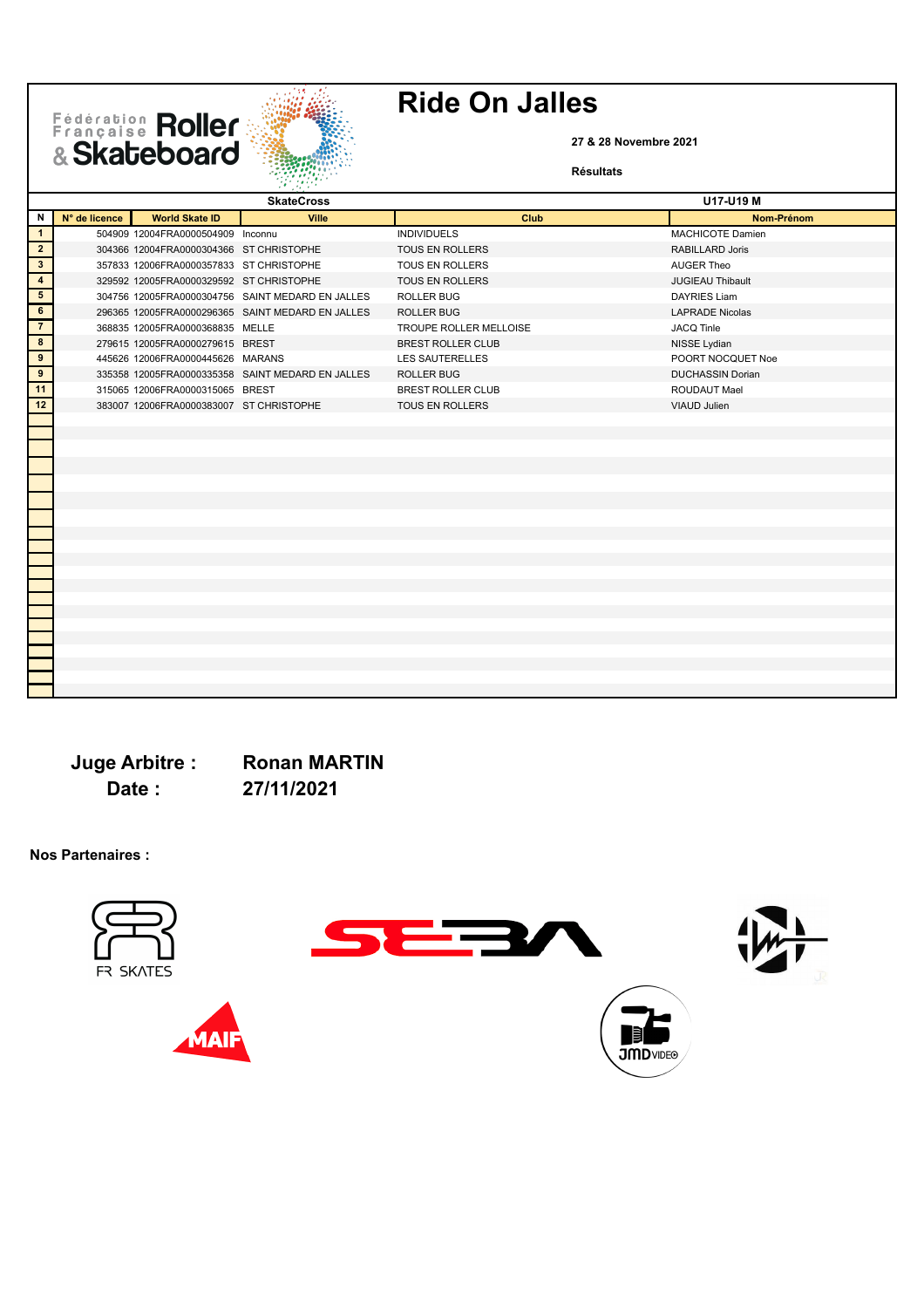Fédération Française Roller & Skateboard

# Ride On Jalles

**27 & 28 Novembre 2021**

**Résultats**

**SkateCross** — **U17-U19 M**

| N | N° de licence | World Skate ID | Ville | Club | Nom-Prénom |
|---|---|---|---|---|---|
| 1 | 504909 | 12004FRA0000504909 | Inconnu | INDIVIDUELS | MACHICOTE Damien |
| 2 | 304366 | 12004FRA0000304366 | ST CHRISTOPHE | TOUS EN ROLLERS | RABILLARD Joris |
| 3 | 357833 | 12006FRA0000357833 | ST CHRISTOPHE | TOUS EN ROLLERS | AUGER Theo |
| 4 | 329592 | 12005FRA0000329592 | ST CHRISTOPHE | TOUS EN ROLLERS | JUGIEAU Thibault |
| 5 | 304756 | 12005FRA0000304756 | SAINT MEDARD EN JALLES | ROLLER BUG | DAYRIES Liam |
| 6 | 296365 | 12005FRA0000296365 | SAINT MEDARD EN JALLES | ROLLER BUG | LAPRADE Nicolas |
| 7 | 368835 | 12005FRA0000368835 | MELLE | TROUPE ROLLER MELLOISE | JACQ Tinle |
| 8 | 279615 | 12005FRA0000279615 | BREST | BREST ROLLER CLUB | NISSE Lydian |
| 9 | 445626 | 12006FRA0000445626 | MARANS | LES SAUTERELLES | POORT NOCQUET Noe |
| 9 | 335358 | 12005FRA0000335358 | SAINT MEDARD EN JALLES | ROLLER BUG | DUCHASSIN Dorian |
| 11 | 315065 | 12006FRA0000315065 | BREST | BREST ROLLER CLUB | ROUDAUT Mael |
| 12 | 383007 | 12006FRA0000383007 | ST CHRISTOPHE | TOUS EN ROLLERS | VIAUD Julien |

**Juge Arbitre :** **Ronan MARTIN**

**Date :** **27/11/2021**

**Nos Partenaires :**

FR SKATES

MAIF

JMD VIDEO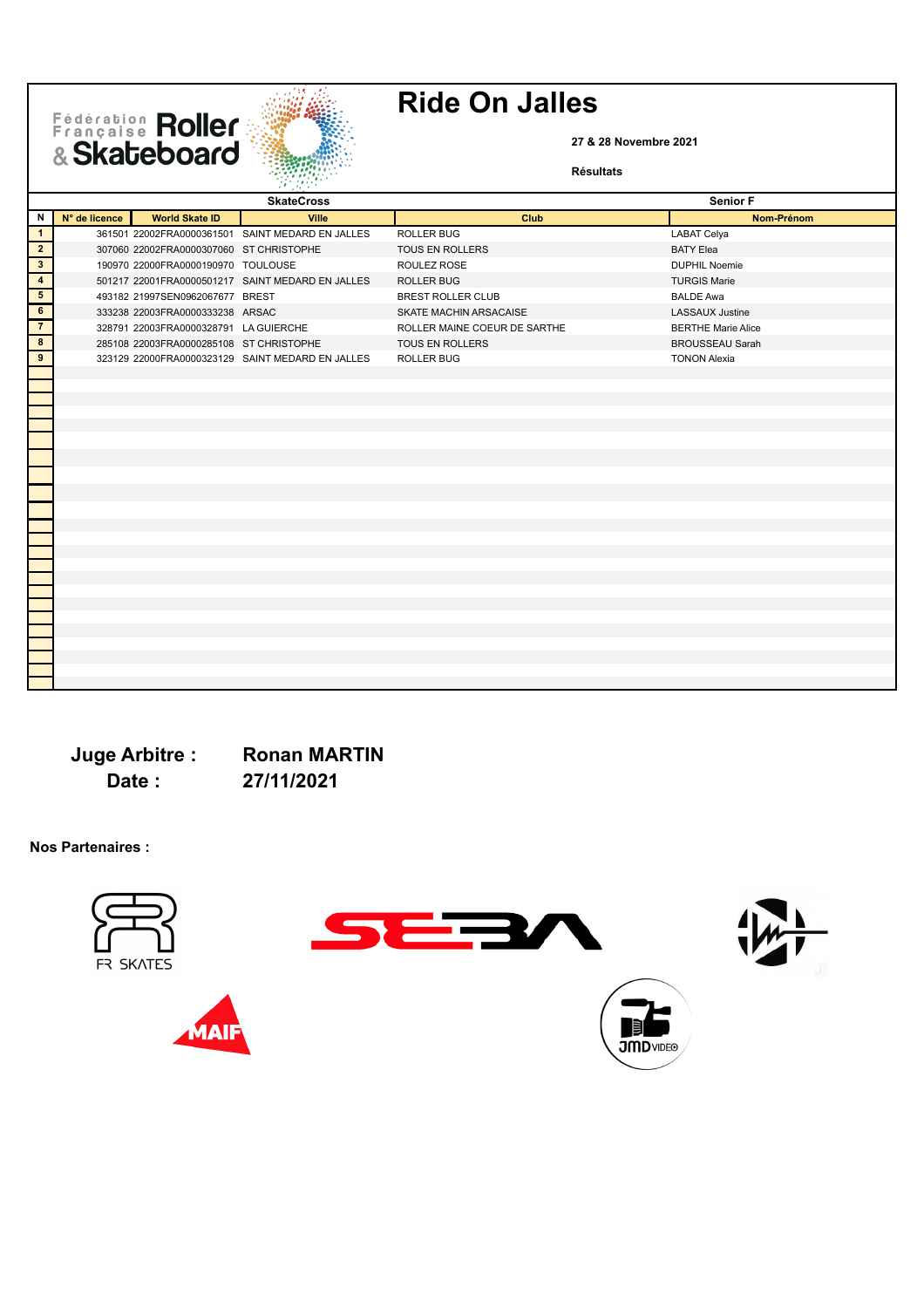# Ride On Jalles

**27 & 28 Novembre 2021**

**Résultats**

| | | **SkateCross** | | **Senior F** | |
|---|---|---|---|---|---|
| **N** | **N° de licence** | **World Skate ID** | **Ville** | **Club** | **Nom-Prénom** |
| 1 | 361501 | 22002FRA0000361501 | SAINT MEDARD EN JALLES | ROLLER BUG | LABAT Celya |
| 2 | 307060 | 22002FRA0000307060 | ST CHRISTOPHE | TOUS EN ROLLERS | BATY Elea |
| 3 | 190970 | 22000FRA0000190970 | TOULOUSE | ROULEZ ROSE | DUPHIL Noemie |
| 4 | 501217 | 22001FRA0000501217 | SAINT MEDARD EN JALLES | ROLLER BUG | TURGIS Marie |
| 5 | 493182 | 21997SEN0962067677 | BREST | BREST ROLLER CLUB | BALDE Awa |
| 6 | 333238 | 22003FRA0000333238 | ARSAC | SKATE MACHIN ARSACAISE | LASSAUX Justine |
| 7 | 328791 | 22003FRA0000328791 | LA GUIERCHE | ROLLER MAINE COEUR DE SARTHE | BERTHE Marie Alice |
| 8 | 285108 | 22003FRA0000285108 | ST CHRISTOPHE | TOUS EN ROLLERS | BROUSSEAU Sarah |
| 9 | 323129 | 22000FRA0000323129 | SAINT MEDARD EN JALLES | ROLLER BUG | TONON Alexia |

**Juge Arbitre :** **Ronan MARTIN**

**Date :** **27/11/2021**

**Nos Partenaires :**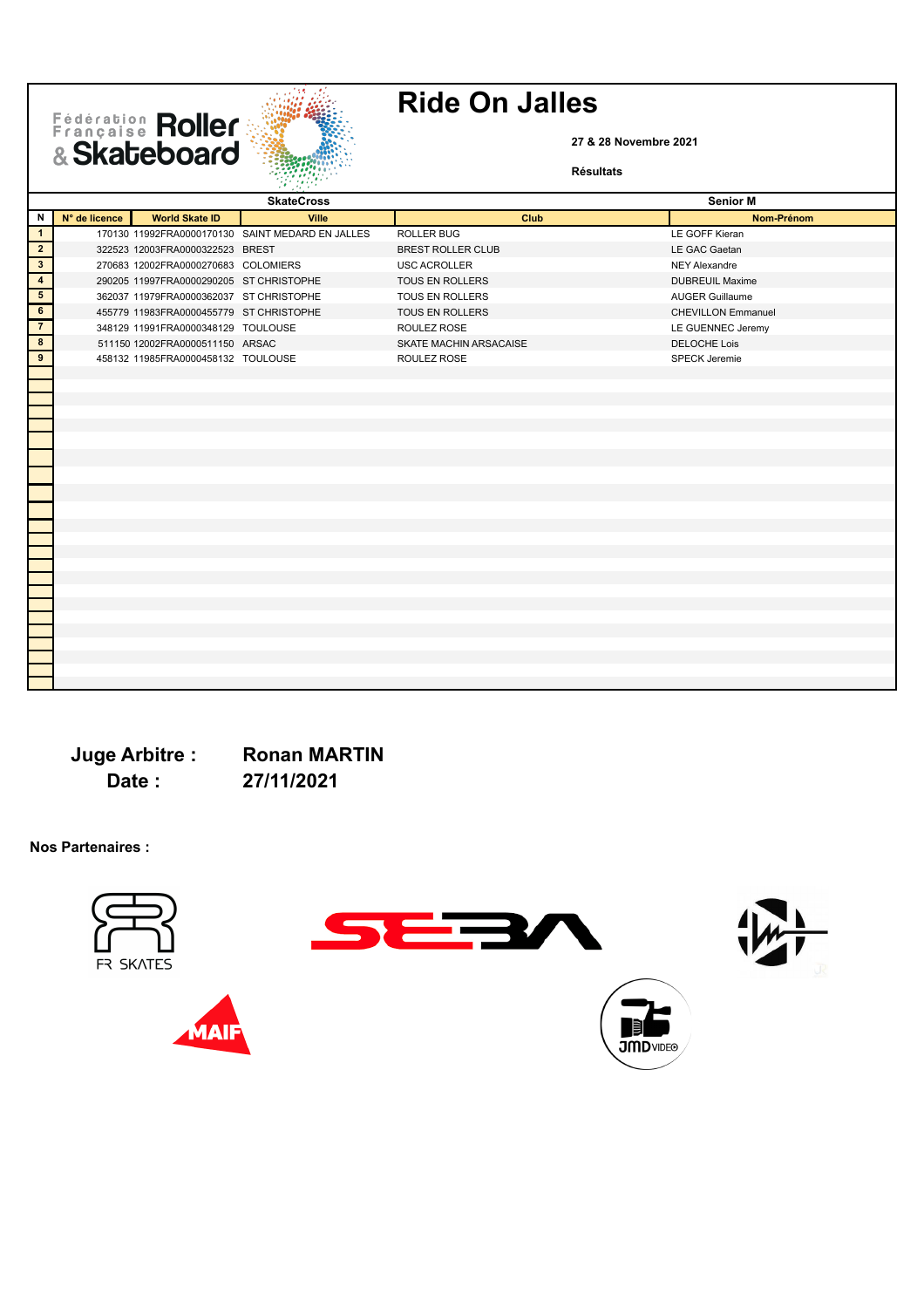# Ride On Jalles

Fédération Française Roller & Skateboard

**27 & 28 Novembre 2021**

**Résultats**

| SkateCross | | | | | Senior M |
|---|---|---|---|---|---|
| **N** | **N° de licence** | **World Skate ID** | **Ville** | **Club** | **Nom-Prénom** |
| 1 | 170130 | 11992FRA0000170130 | SAINT MEDARD EN JALLES | ROLLER BUG | LE GOFF Kieran |
| 2 | 322523 | 12003FRA0000322523 | BREST | BREST ROLLER CLUB | LE GAC Gaetan |
| 3 | 270683 | 12002FRA0000270683 | COLOMIERS | USC ACROLLER | NEY Alexandre |
| 4 | 290205 | 11997FRA0000290205 | ST CHRISTOPHE | TOUS EN ROLLERS | DUBREUIL Maxime |
| 5 | 362037 | 11979FRA0000362037 | ST CHRISTOPHE | TOUS EN ROLLERS | AUGER Guillaume |
| 6 | 455779 | 11983FRA0000455779 | ST CHRISTOPHE | TOUS EN ROLLERS | CHEVILLON Emmanuel |
| 7 | 348129 | 11991FRA0000348129 | TOULOUSE | ROULEZ ROSE | LE GUENNEC Jeremy |
| 8 | 511150 | 12002FRA0000511150 | ARSAC | SKATE MACHIN ARSACAISE | DELOCHE Lois |
| 9 | 458132 | 11985FRA0000458132 | TOULOUSE | ROULEZ ROSE | SPECK Jeremie |

**Juge Arbitre :** **Ronan MARTIN**

**Date :** **27/11/2021**

**Nos Partenaires :**

FR SKATES

SEBA

MAIF

JMD VIDEO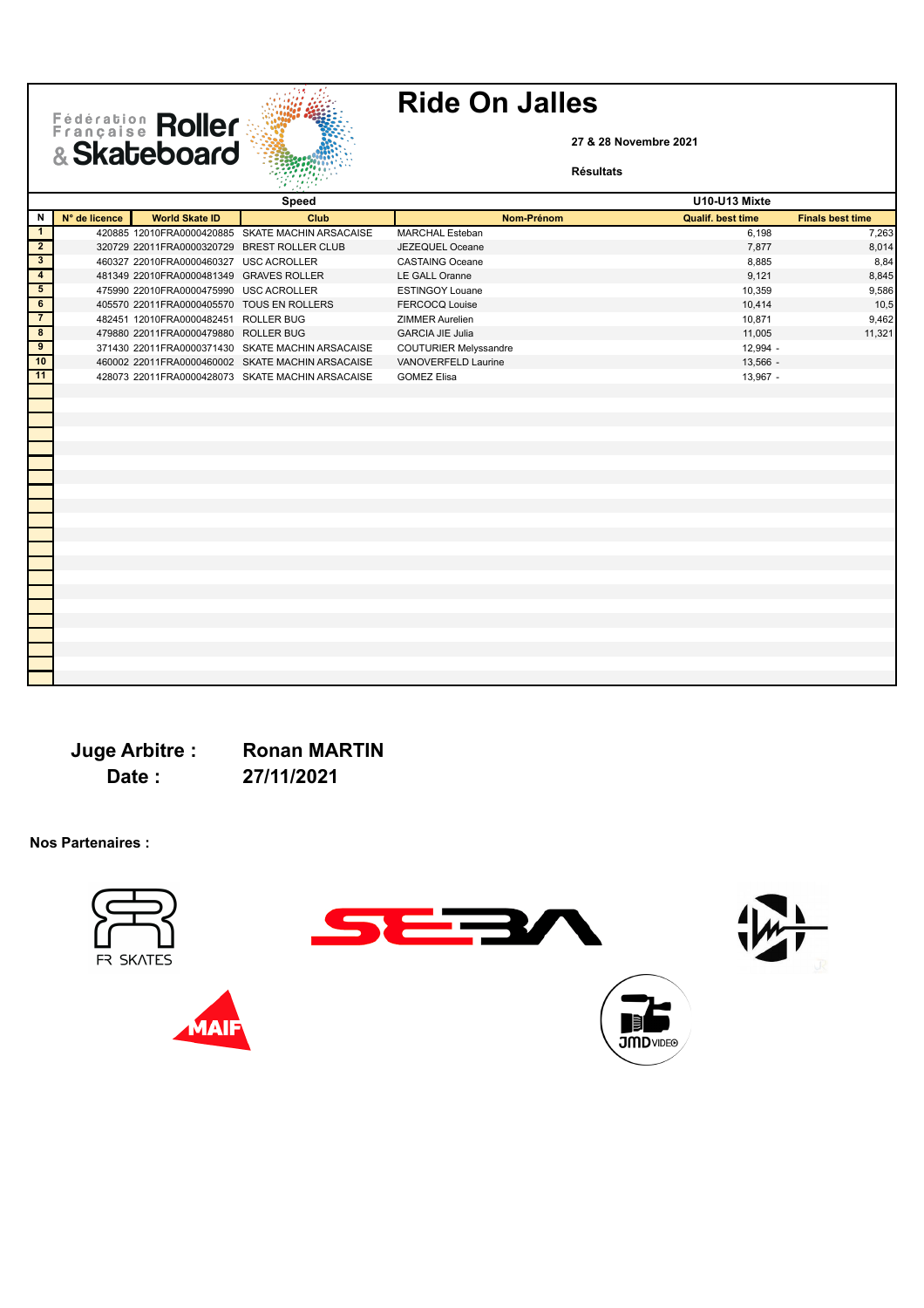# Ride On Jalles

**27 & 28 Novembre 2021**

**Résultats**

| | | | Speed | | U10-U13 Mixte | |
|---|---|---|---|---|---|---|
| **N** | **N° de licence** | **World Skate ID** | **Club** | **Nom-Prénom** | **Qualif. best time** | **Finals best time** |
| 1 | 420885 | 12010FRA0000420885 | SKATE MACHIN ARSACAISE | MARCHAL Esteban | 6,198 | 7,263 |
| 2 | 320729 | 22011FRA0000320729 | BREST ROLLER CLUB | JEZEQUEL Oceane | 7,877 | 8,014 |
| 3 | 460327 | 22010FRA0000460327 | USC ACROLLER | CASTAING Oceane | 8,885 | 8,84 |
| 4 | 481349 | 22010FRA0000481349 | GRAVES ROLLER | LE GALL Oranne | 9,121 | 8,845 |
| 5 | 475990 | 22010FRA0000475990 | USC ACROLLER | ESTINGOY Louane | 10,359 | 9,586 |
| 6 | 405570 | 22011FRA0000405570 | TOUS EN ROLLERS | FERCOCQ Louise | 10,414 | 10,5 |
| 7 | 482451 | 12010FRA0000482451 | ROLLER BUG | ZIMMER Aurelien | 10,871 | 9,462 |
| 8 | 479880 | 22011FRA0000479880 | ROLLER BUG | GARCIA JIE Julia | 11,005 | 11,321 |
| 9 | 371430 | 22011FRA0000371430 | SKATE MACHIN ARSACAISE | COUTURIER Melyssandre | 12,994 - | |
| 10 | 460002 | 22011FRA0000460002 | SKATE MACHIN ARSACAISE | VANOVERFELD Laurine | 13,566 - | |
| 11 | 428073 | 22011FRA0000428073 | SKATE MACHIN ARSACAISE | GOMEZ Elisa | 13,967 - | |

**Juge Arbitre :** **Ronan MARTIN**

**Date :** **27/11/2021**

**Nos Partenaires :**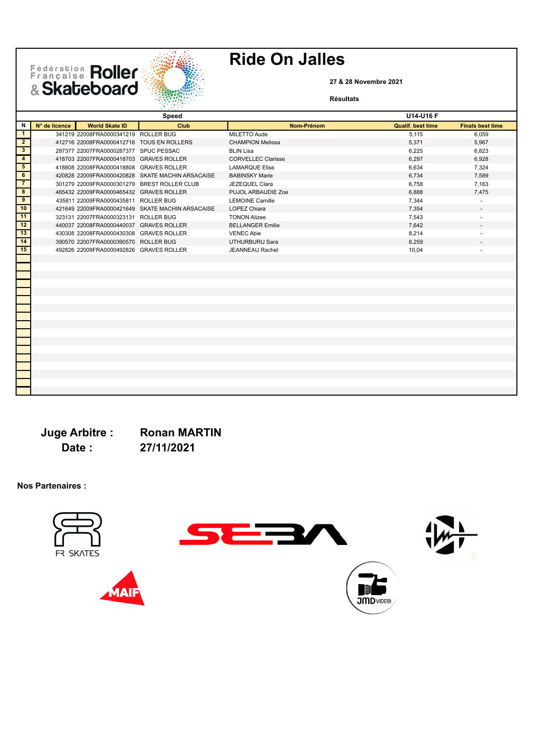Fédération Française Roller & Skateboard

# Ride On Jalles

**27 & 28 Novembre 2021**

**Résultats**

| | | | Speed | | U14-U16 F | |
|---|---|---|---|---|---|---|
| **N** | **N° de licence** | **World Skate ID** | **Club** | **Nom-Prénom** | **Qualif. best time** | **Finals best time** |
| 1 | 341219 | 22008FRA0000341219 | ROLLER BUG | MILETTO Aude | 5,115 | 6,059 |
| 2 | 412716 | 22008FRA0000412716 | TOUS EN ROLLERS | CHAMPION Melissa | 5,371 | 5,967 |
| 3 | 287377 | 22007FRA0000287377 | SPUC PESSAC | BLIN Lisa | 6,225 | 6,823 |
| 4 | 418703 | 22007FRA0000418703 | GRAVES ROLLER | CORVELLEC Clarisse | 6,297 | 6,928 |
| 5 | 418808 | 22008FRA0000418808 | GRAVES ROLLER | LAMARQUE Elise | 6,634 | 7,324 |
| 6 | 420828 | 22009FRA0000420828 | SKATE MACHIN ARSACAISE | BABINSKY Marie | 6,734 | 7,589 |
| 7 | 301279 | 22009FRA0000301279 | BREST ROLLER CLUB | JEZEQUEL Clara | 6,758 | 7,163 |
| 8 | 465432 | 22009FRA0000465432 | GRAVES ROLLER | PUJOL ARBAUDIE Zoe | 6,888 | 7,475 |
| 9 | 435811 | 22009FRA0000435811 | ROLLER BUG | LEMOINE Camille | 7,344 | - |
| 10 | 421649 | 22009FRA0000421649 | SKATE MACHIN ARSACAISE | LOPEZ Chiara | 7,354 | - |
| 11 | 323131 | 22007FRA0000323131 | ROLLER BUG | TONON Alizee | 7,543 | - |
| 12 | 440037 | 22008FRA0000440037 | GRAVES ROLLER | BELLANGER Emilie | 7,642 | - |
| 13 | 430308 | 22008FRA0000430308 | GRAVES ROLLER | VENEC Abie | 8,214 | - |
| 14 | 390570 | 22007FRA0000390570 | ROLLER BUG | UTHURBURU Sara | 8,259 | - |
| 15 | 492826 | 22009FRA0000492826 | GRAVES ROLLER | JEANNEAU Rachel | 10,04 | - |

**Juge Arbitre :** **Ronan MARTIN**

**Date :** **27/11/2021**

**Nos Partenaires :**

FR SKATES

MAIF

JMD VIDEO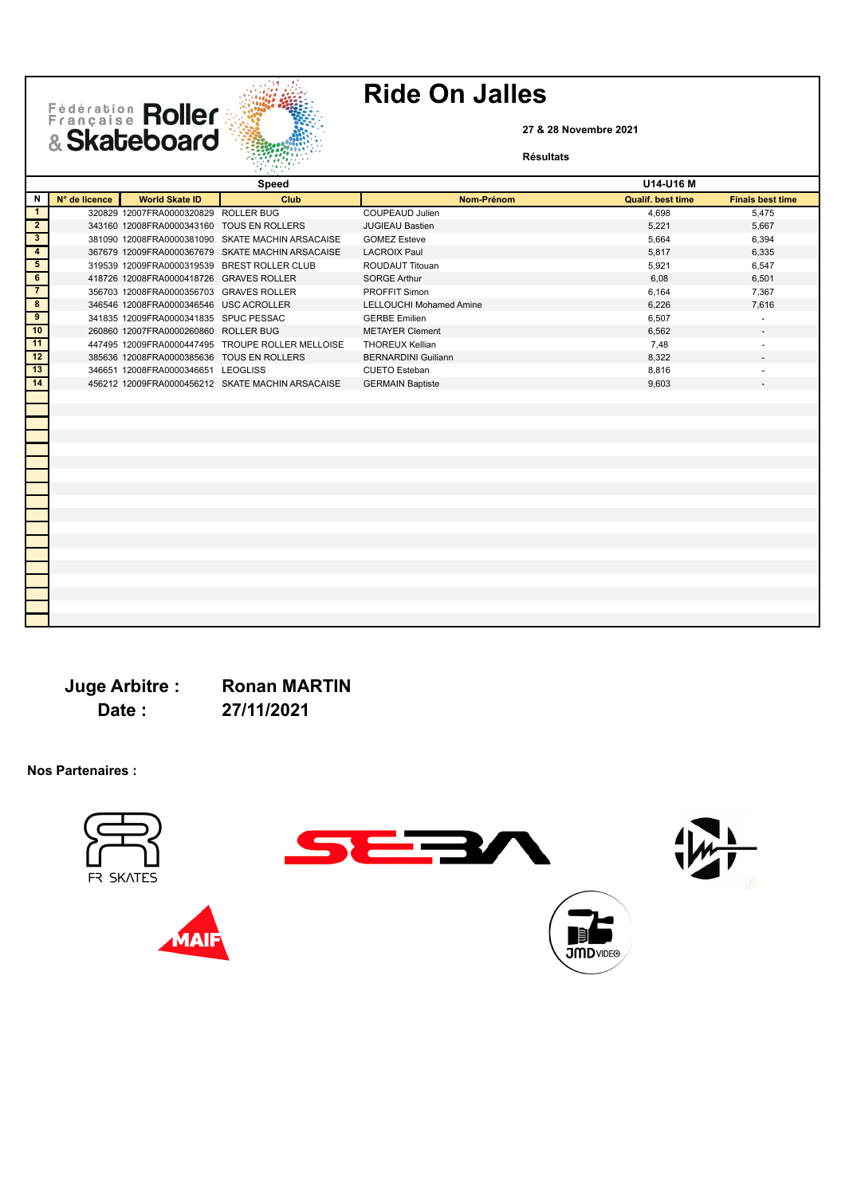Fédération Française Roller & Skateboard

# Ride On Jalles

**27 & 28 Novembre 2021**

**Résultats**

| Speed | | | | | U14-U16 M | |
|---|---|---|---|---|---|---|
| **N** | **N° de licence** | **World Skate ID** | **Club** | **Nom-Prénom** | **Qualif. best time** | **Finals best time** |
| 1 | 320829 | 12007FRA0000320829 | ROLLER BUG | COUPEAUD Julien | 4,698 | 5,475 |
| 2 | 343160 | 12008FRA0000343160 | TOUS EN ROLLERS | JUGIEAU Bastien | 5,221 | 5,667 |
| 3 | 381090 | 12008FRA0000381090 | SKATE MACHIN ARSACAISE | GOMEZ Esteve | 5,664 | 6,394 |
| 4 | 367679 | 12009FRA0000367679 | SKATE MACHIN ARSACAISE | LACROIX Paul | 5,817 | 6,335 |
| 5 | 319539 | 12009FRA0000319539 | BREST ROLLER CLUB | ROUDAUT Titouan | 5,921 | 6,547 |
| 6 | 418726 | 12008FRA0000418726 | GRAVES ROLLER | SORGE Arthur | 6,08 | 6,501 |
| 7 | 356703 | 12008FRA0000356703 | GRAVES ROLLER | PROFFIT Simon | 6,164 | 7,367 |
| 8 | 346546 | 12008FRA0000346546 | USC ACROLLER | LELLOUCHI Mohamed Amine | 6,226 | 7,616 |
| 9 | 341835 | 12009FRA0000341835 | SPUC PESSAC | GERBE Emilien | 6,507 | - |
| 10 | 260860 | 12007FRA0000260860 | ROLLER BUG | METAYER Clement | 6,562 | - |
| 11 | 447495 | 12009FRA0000447495 | TROUPE ROLLER MELLOISE | THOREUX Kellian | 7,48 | - |
| 12 | 385636 | 12008FRA0000385636 | TOUS EN ROLLERS | BERNARDINI Guiliann | 8,322 | - |
| 13 | 346651 | 12008FRA0000346651 | LEOGLISS | CUETO Esteban | 8,816 | - |
| 14 | 456212 | 12009FRA0000456212 | SKATE MACHIN ARSACAISE | GERMAIN Baptiste | 9,603 | - |

**Juge Arbitre : Ronan MARTIN**

**Date : 27/11/2021**

**Nos Partenaires :**

FR SKATES

SEBA

MAIF

JMD VIDEO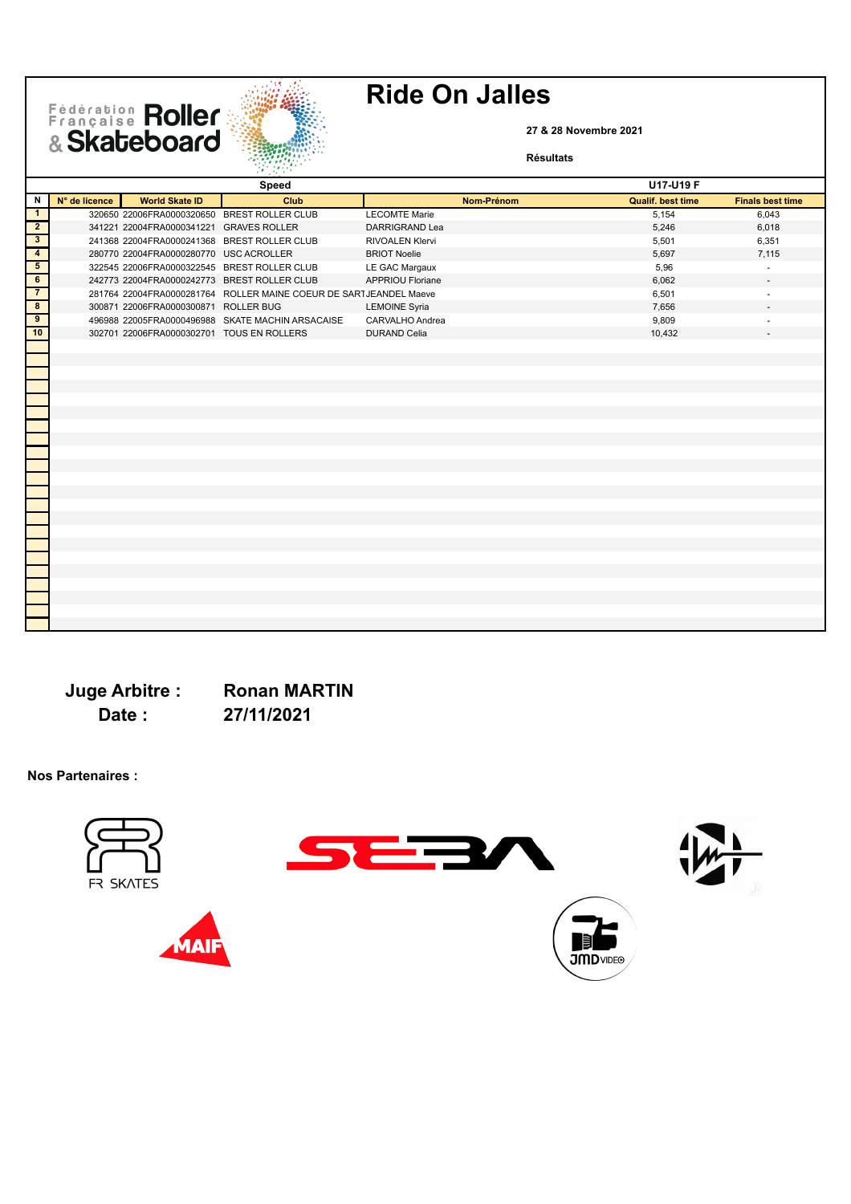Fédération Française Roller & Skateboard

# Ride On Jalles

**27 & 28 Novembre 2021**

**Résultats**

| Speed | | | | | U17-U19 F | |
|---|---|---|---|---|---|---|
| N | N° de licence | World Skate ID | Club | Nom-Prénom | Qualif. best time | Finals best time |
| 1 | 320650 | 22006FRA0000320650 | BREST ROLLER CLUB | LECOMTE Marie | 5,154 | 6,043 |
| 2 | 341221 | 22004FRA0000341221 | GRAVES ROLLER | DARRIGRAND Lea | 5,246 | 6,018 |
| 3 | 241368 | 22004FRA0000241368 | BREST ROLLER CLUB | RIVOALEN Klervi | 5,501 | 6,351 |
| 4 | 280770 | 22004FRA0000280770 | USC ACROLLER | BRIOT Noelie | 5,697 | 7,115 |
| 5 | 322545 | 22006FRA0000322545 | BREST ROLLER CLUB | LE GAC Margaux | 5,96 | - |
| 6 | 242773 | 22004FRA0000242773 | BREST ROLLER CLUB | APPRIOU Floriane | 6,062 | - |
| 7 | 281764 | 22004FRA0000281764 | ROLLER MAINE COEUR DE SART | JEANDEL Maeve | 6,501 | - |
| 8 | 300871 | 22006FRA0000300871 | ROLLER BUG | LEMOINE Syria | 7,656 | - |
| 9 | 496988 | 22005FRA0000496988 | SKATE MACHIN ARSACAISE | CARVALHO Andrea | 9,809 | - |
| 10 | 302701 | 22006FRA0000302701 | TOUS EN ROLLERS | DURAND Celia | 10,432 | - |

**Juge Arbitre :** **Ronan MARTIN**

**Date :** **27/11/2021**

**Nos Partenaires :**

FR SKATES

MAIF

JMD VIDEO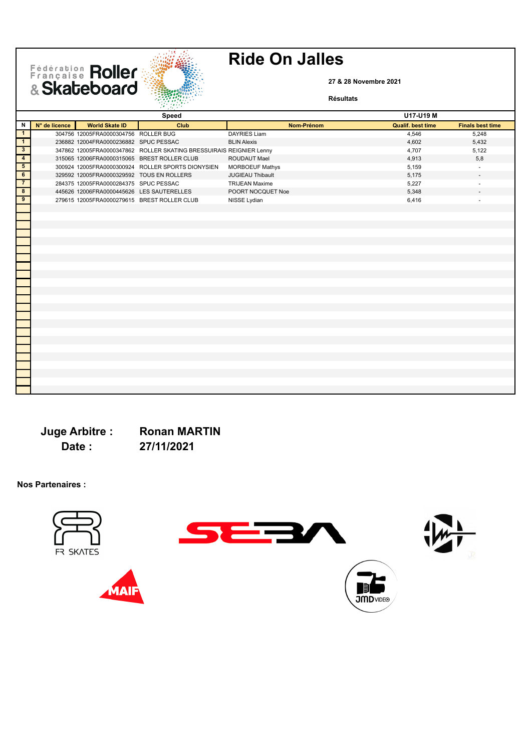# Ride On Jalles

**27 & 28 Novembre 2021**

**Résultats**

| Speed | | | | | U17-U19 M | |
|---|---|---|---|---|---|---|
| **N** | **N° de licence** | **World Skate ID** | **Club** | **Nom-Prénom** | **Qualif. best time** | **Finals best time** |
| 1 | 304756 | 12005FRA0000304756 | ROLLER BUG | DAYRIES Liam | 4,546 | 5,248 |
| 1 | 236882 | 12004FRA0000236882 | SPUC PESSAC | BLIN Alexis | 4,602 | 5,432 |
| 3 | 347862 | 12005FRA0000347862 | ROLLER SKATING BRESSUIRAIS | REIGNIER Lenny | 4,707 | 5,122 |
| 4 | 315065 | 12006FRA0000315065 | BREST ROLLER CLUB | ROUDAUT Mael | 4,913 | 5,8 |
| 5 | 300924 | 12005FRA0000300924 | ROLLER SPORTS DIONYSIEN | MORBOEUF Mathys | 5,159 | - |
| 6 | 329592 | 12005FRA0000329592 | TOUS EN ROLLERS | JUGIEAU Thibault | 5,175 | - |
| 7 | 284375 | 12005FRA0000284375 | SPUC PESSAC | TRIJEAN Maxime | 5,227 | - |
| 8 | 445626 | 12006FRA0000445626 | LES SAUTERELLES | POORT NOCQUET Noe | 5,348 | - |
| 9 | 279615 | 12005FRA0000279615 | BREST ROLLER CLUB | NISSE Lydian | 6,416 | - |

**Juge Arbitre :** **Ronan MARTIN**

**Date :** **27/11/2021**

**Nos Partenaires :**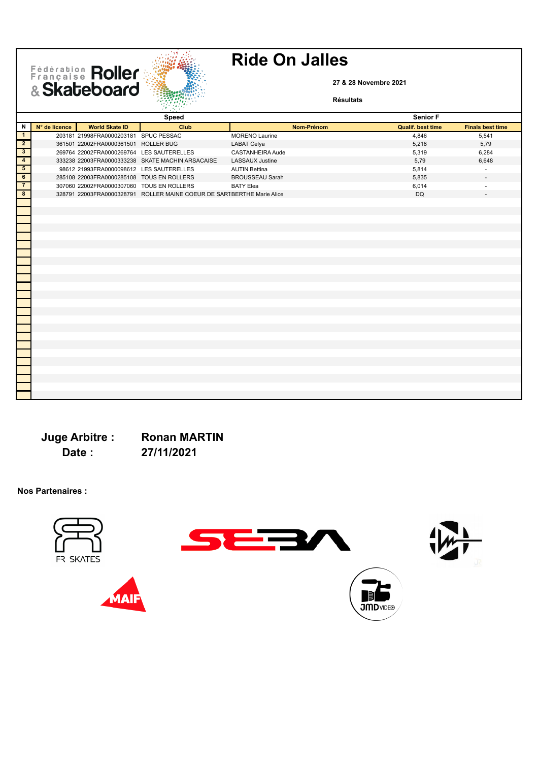Fédération Française Roller & Skateboard

# Ride On Jalles

**27 & 28 Novembre 2021**

**Résultats**

| Speed | | | | | Senior F | |
|---|---|---|---|---|---|---|
| **N** | **N° de licence** | **World Skate ID** | **Club** | **Nom-Prénom** | **Qualif. best time** | **Finals best time** |
| 1 | 203181 | 21998FRA0000203181 | SPUC PESSAC | MORENO Laurine | 4,846 | 5,541 |
| 2 | 361501 | 22002FRA0000361501 | ROLLER BUG | LABAT Celya | 5,218 | 5,79 |
| 3 | 269764 | 22002FRA0000269764 | LES SAUTERELLES | CASTANHEIRA Aude | 5,319 | 6,284 |
| 4 | 333238 | 22003FRA0000333238 | SKATE MACHIN ARSACAISE | LASSAUX Justine | 5,79 | 6,648 |
| 5 | 98612 | 21993FRA0000098612 | LES SAUTERELLES | AUTIN Bettina | 5,814 | - |
| 6 | 285108 | 22003FRA0000285108 | TOUS EN ROLLERS | BROUSSEAU Sarah | 5,835 | - |
| 7 | 307060 | 22002FRA0000307060 | TOUS EN ROLLERS | BATY Elea | 6,014 | - |
| 8 | 328791 | 22003FRA0000328791 | ROLLER MAINE COEUR DE SART | BERTHE Marie Alice | DQ | - |

**Juge Arbitre :** **Ronan MARTIN**

**Date :** **27/11/2021**

**Nos Partenaires :**

FR SKATES

SEBA

MAIF

JMD VIDEO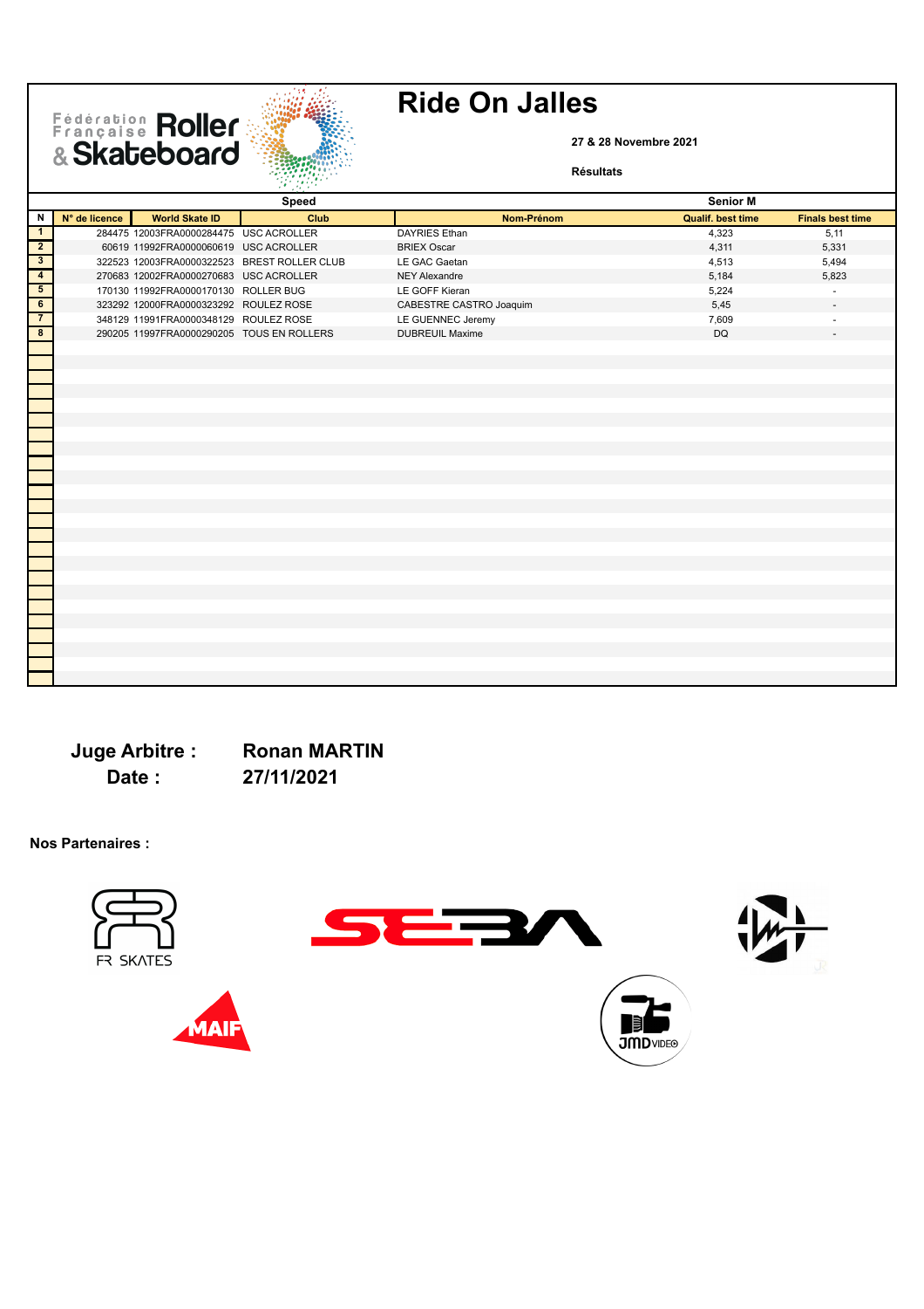Fédération Française Roller & Skateboard

# Ride On Jalles

**27 & 28 Novembre 2021**

**Résultats**

| Speed | | | | Senior M | | |
|---|---|---|---|---|---|---|
| **N** | **N° de licence** | **World Skate ID** | **Club** | **Nom-Prénom** | **Qualif. best time** | **Finals best time** |
| 1 | 284475 | 12003FRA0000284475 | USC ACROLLER | DAYRIES Ethan | 4,323 | 5,11 |
| 2 | 60619 | 11992FRA0000060619 | USC ACROLLER | BRIEX Oscar | 4,311 | 5,331 |
| 3 | 322523 | 12003FRA0000322523 | BREST ROLLER CLUB | LE GAC Gaetan | 4,513 | 5,494 |
| 4 | 270683 | 12002FRA0000270683 | USC ACROLLER | NEY Alexandre | 5,184 | 5,823 |
| 5 | 170130 | 11992FRA0000170130 | ROLLER BUG | LE GOFF Kieran | 5,224 | - |
| 6 | 323292 | 12000FRA0000323292 | ROULEZ ROSE | CABESTRE CASTRO Joaquim | 5,45 | - |
| 7 | 348129 | 11991FRA0000348129 | ROULEZ ROSE | LE GUENNEC Jeremy | 7,609 | - |
| 8 | 290205 | 11997FRA0000290205 | TOUS EN ROLLERS | DUBREUIL Maxime | DQ | - |

**Juge Arbitre :** **Ronan MARTIN**

**Date :** **27/11/2021**

**Nos Partenaires :**